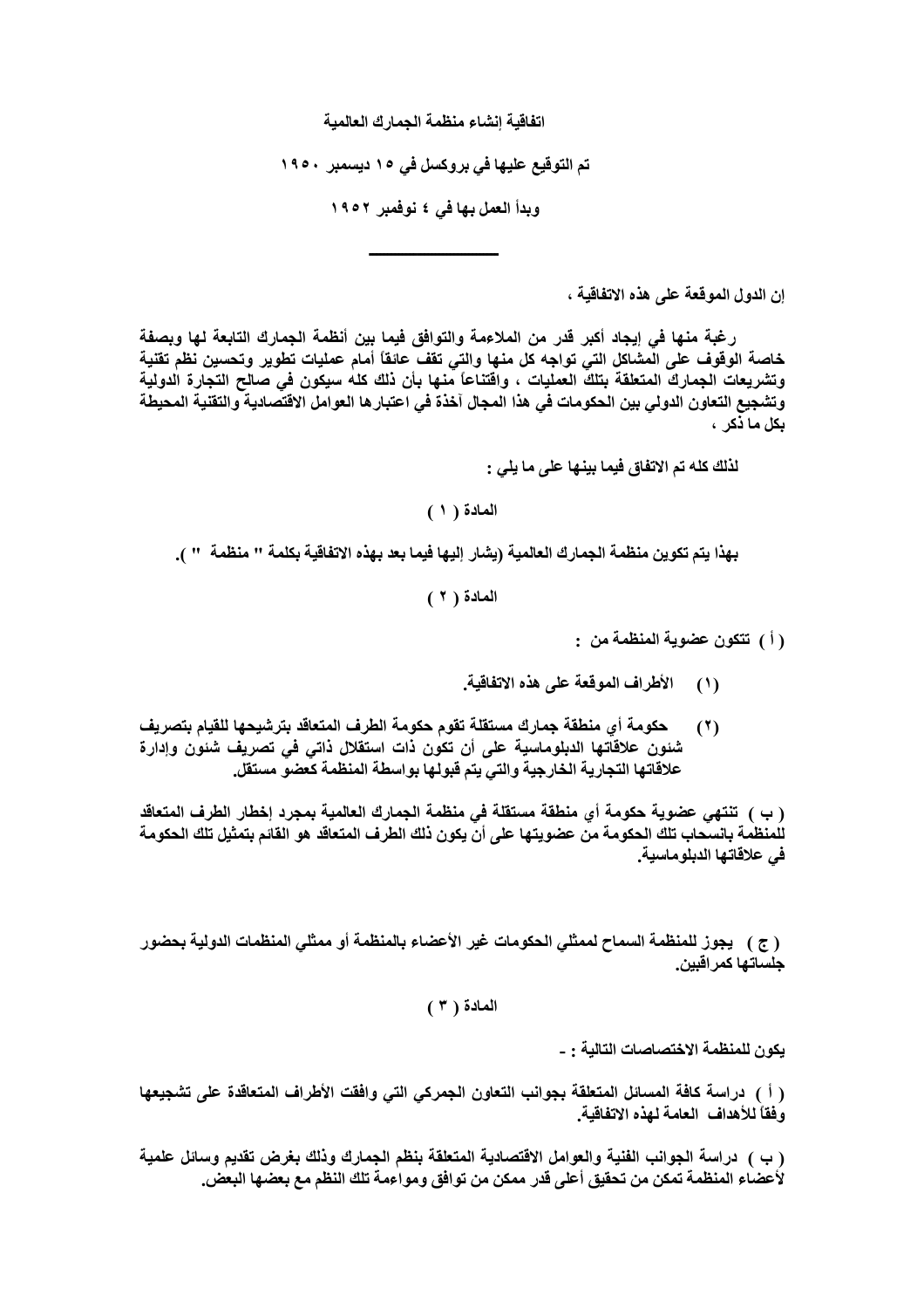**اتفاقية إنشاء منظمة الجمارك العالمية**

**تم التوقيع عليها في بروكسل في ١٥ ديسمبر ١٩٥٠**

**وبدأ العمل بها في ٤ نوفمبر ١٩٥٢**

---

**إن الدول الموقعة على هذه الاتفاقية ،**

**رغبة منها في إيجاد أكبر قدر من الملاءمة والتوافق فيما بين أنظمة الجمارك التابعة لها وبصفة خاصة الوقوف على المشاكل التي تواجه كل منها والتي تقف عائقاً أمام عمليات تطوير وتحسين نظم تقنية وتشريعات الجمارك المتعلقة بتلك العمليات ، واقتناعاً منها بأن ذلك كله سيكون في صالح التجارة الدولية وتشجيع التعاون الدولي بين الحكومات في هذا المجال آخذة في اعتبارها العوامل الاقتصادية والتقنية المحيطة بكل ما ذكر ،**

**لذلك كله تم الاتفاق فيما بينها على ما يلي :**

**المادة ( ١ )**

**بهذا يتم تكوين منظمة الجمارك العالمية (يشار إليها فيما بعد بهذه الاتفاقية بكلمة " منظمة " ).**

**المادة ( ٢ )**

**( أ ) تتكون عضوية المنظمة من :**

**(١) الأطراف الموقعة على هذه الاتفاقية.**

**(٢) حكومة أي منطقة جمارك مستقلة تقوم حكومة الطرف المتعاقد بترشيحها للقيام بتصريف شئون علاقاتها الدبلوماسية على أن تكون ذات استقلال ذاتي في تصريف شئون وإدارة علاقاتها التجارية الخارجية والتي يتم قبولها بواسطة المنظمة كعضو مستقل.**

**( ب ) تنتهي عضوية حكومة أي منطقة مستقلة في منظمة الجمارك العالمية بمجرد إخطار الطرف المتعاقد للمنظمة بانسحاب تلك الحكومة من عضويتها على أن يكون ذلك الطرف المتعاقد هو القائم بتمثيل تلك الحكومة في علاقاتها الدبلوماسية.**

**( ج ) يجوز للمنظمة السماح لممثلي الحكومات غير الأعضاء بالمنظمة أو ممثلي المنظمات الدولية بحضور جلساتها كمراقبين.**

**المادة ( ٣ )**

**يكون للمنظمة الاختصاصات التالية : -**

**( أ ) دراسة كافة المسائل المتعلقة بجوانب التعاون الجمركي التي وافقت الأطراف المتعاقدة على تشجيعها وفقاً للأهداف العامة لهذه الاتفاقية.**

**( ب ) دراسة الجوانب الفنية والعوامل الاقتصادية المتعلقة بنظم الجمارك وذلك بغرض تقديم وسائل علمية لأعضاء المنظمة تمكن من تحقيق أعلى قدر ممكن من توافق ومواءمة تلك النظم مع بعضها البعض.**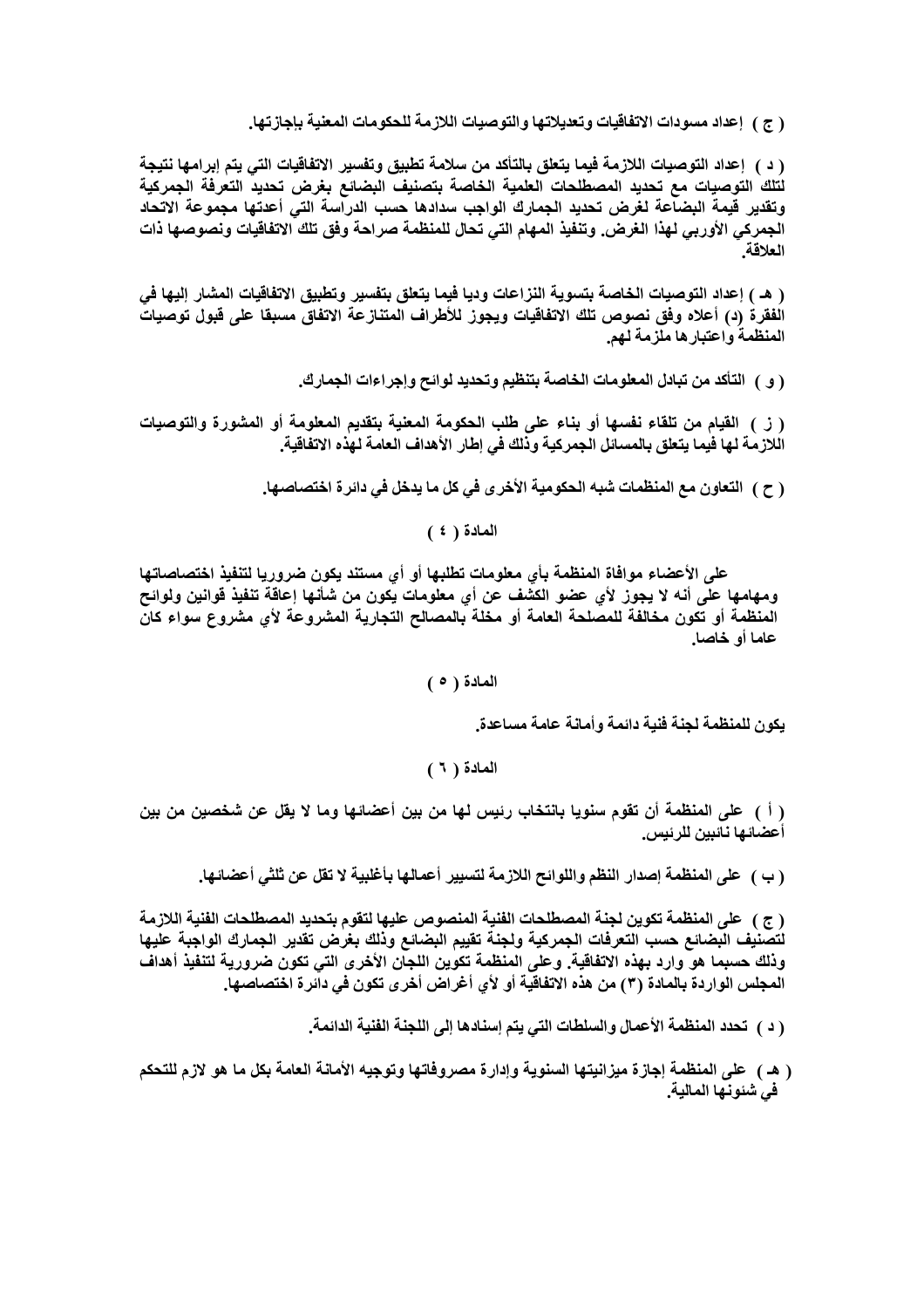**( ج ) إعداد مسودات الاتفاقيات وتعديلاتها والتوصيات اللازمة للحكومات المعنية بإجازتها.**

**( د ) إعداد التوصيات اللازمة فيما يتعلق بالتأكد من سلامة تطبيق وتفسير الاتفاقيات التي يتم إبرامها نتيجة لتلك التوصيات مع تحديد المصطلحات العلمية الخاصة بتصنيف البضائع بغرض تحديد التعرفة الجمركية وتقدير قيمة البضاعة لغرض تحديد الجمارك الواجب سدادها حسب الدراسة التي أعدتها مجموعة الاتحاد الجمركي الأوربي لهذا الغرض. وتنفيذ المهام التي تحال للمنظمة صراحة وفق تلك الاتفاقيات ونصوصها ذات العلاقة.**

**( هـ ) إعداد التوصيات الخاصة بتسوية النزاعات وديا فيما يتعلق بتفسير وتطبيق الاتفاقيات المشار إليها في الفقرة (د) أعلاه وفق نصوص تلك الاتفاقيات ويجوز للأطراف المتنازعة الاتفاق مسبقا على قبول توصيات المنظمة واعتبارها ملزمة لهم.**

**( و ) التأكد من تبادل المعلومات الخاصة بتنظيم وتحديد لوائح وإجراءات الجمارك.**

**( ز ) القيام من تلقاء نفسها أو بناء على طلب الحكومة المعنية بتقديم المعلومة أو المشورة والتوصيات اللازمة لها فيما يتعلق بالمسائل الجمركية وذلك في إطار الأهداف العامة لهذه الاتفاقية.**

**( ح ) التعاون مع المنظمات شبه الحكومية الأخرى في كل ما يدخل في دائرة اختصاصها.**

**المادة ( ٤ )**

**على الأعضاء موافاة المنظمة بأي معلومات تطلبها أو أي مستند يكون ضروريا لتنفيذ اختصاصاتها ومهامها على أنه لا يجوز لأي عضو الكشف عن أي معلومات يكون من شأنها إعاقة تنفيذ قوانين ولوائح المنظمة أو تكون مخالفة للمصلحة العامة أو مخلة بالمصالح التجارية المشروعة لأي مشروع سواء كان عاما أو خاصا.**

**المادة ( ٥ )**

**يكون للمنظمة لجنة فنية دائمة وأمانة عامة مساعدة.**

**المادة ( ٦ )**

**( أ ) على المنظمة أن تقوم سنويا بانتخاب رئيس لها من بين أعضائها وما لا يقل عن شخصين من بين أعضائها نائبين للرئيس.**

**( ب ) على المنظمة إصدار النظم واللوائح اللازمة لتسيير أعمالها بأغلبية لا تقل عن ثلثي أعضائها.**

**( ج ) على المنظمة تكوين لجنة المصطلحات الفنية المنصوص عليها لتقوم بتحديد المصطلحات الفنية اللازمة لتصنيف البضائع حسب التعرفات الجمركية ولجنة تقييم البضائع وذلك بغرض تقدير الجمارك الواجبة عليها وذلك حسبما هو وارد بهذه الاتفاقية. وعلى المنظمة تكوين اللجان الأخرى التي تكون ضرورية لتنفيذ أهداف المجلس الواردة بالمادة (٣) من هذه الاتفاقية أو لأي أغراض أخرى تكون في دائرة اختصاصها.**

**( د ) تحدد المنظمة الأعمال والسلطات التي يتم إسنادها إلى اللجنة الفنية الدائمة.**

**( هـ ) على المنظمة إجازة ميزانيتها السنوية وإدارة مصروفاتها وتوجيه الأمانة العامة بكل ما هو لازم للتحكم في شئونها المالية.**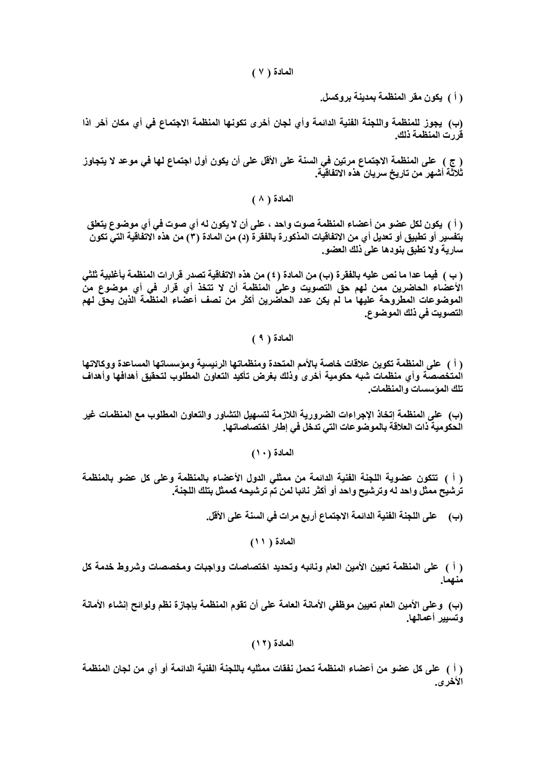## المادة ( ٧ )

**( أ ) يكون مقر المنظمة بمدينة بروكسل.**

**(ب) يجوز للمنظمة واللجنة الفنية الدائمة وأي لجان أخرى تكونها المنظمة الاجتماع في أي مكان آخر اذا قررت المنظمة ذلك.**

**( ج ) على المنظمة الاجتماع مرتين في السنة على الأقل على أن يكون أول اجتماع لها في موعد لا يتجاوز ثلاثة أشهر من تاريخ سريان هذه الاتفاقية.**

## المادة ( ٨ )

**( أ ) يكون لكل عضو من أعضاء المنظمة صوت واحد ، على أن لا يكون له أي صوت في أي موضوع يتعلق بتفسير أو تطبيق أو تعديل أي من الاتفاقيات المذكورة بالفقرة (د) من المادة (٣) من هذه الاتفاقية التي تكون سارية ولا تطبق بنودها على ذلك العضو.**

**( ب ) فيما عدا ما نص عليه بالفقرة (ب) من المادة (٤) من هذه الاتفاقية تصدر قرارات المنظمة بأغلبية ثلثي الأعضاء الحاضرين ممن لهم حق التصويت وعلى المنظمة أن لا تتخذ أي قرار في أي موضوع من الموضوعات المطروحة عليها ما لم يكن عدد الحاضرين أكثر من نصف أعضاء المنظمة الذين يحق لهم التصويت في ذلك الموضوع.**

## المادة ( ٩ )

**( أ ) على المنظمة تكوين علاقات خاصة بالأمم المتحدة ومنظماتها الرئيسية ومؤسساتها المساعدة ووكالاتها المتخصصة وأي منظمات شبه حكومية أخرى وذلك بغرض تأكيد التعاون المطلوب لتحقيق أهدافها وأهداف تلك المؤسسات والمنظمات.**

**(ب) على المنظمة إتخاذ الإجراءات الضرورية اللازمة لتسهيل التشاور والتعاون المطلوب مع المنظمات غير الحكومية ذات العلاقة بالموضوعات التي تدخل في إطار اختصاصاتها.**

## المادة (١٠)

**( أ ) تتكون عضوية اللجنة الفنية الدائمة من ممثلي الدول الأعضاء بالمنظمة وعلى كل عضو بالمنظمة ترشيح ممثل واحد له وترشيح واحد أو أكثر نائبا لمن تم ترشيحه كممثل بتلك اللجنة.**

**(ب) على اللجنة الفنية الدائمة الاجتماع أربع مرات في السنة على الأقل.**

## المادة ( ١١)

**( أ ) على المنظمة تعيين الأمين العام ونائبه وتحديد اختصاصات وواجبات ومخصصات وشروط خدمة كل منهما.**

**(ب) وعلى الأمين العام تعيين موظفي الأمانة العامة على أن تقوم المنظمة بإجازة نظم ولوائح إنشاء الأمانة وتسيير أعمالها.**

## المادة (١٢)

**( أ ) على كل عضو من أعضاء المنظمة تحمل نفقات ممثليه باللجنة الفنية الدائمة أو أي من لجان المنظمة الأخرى.**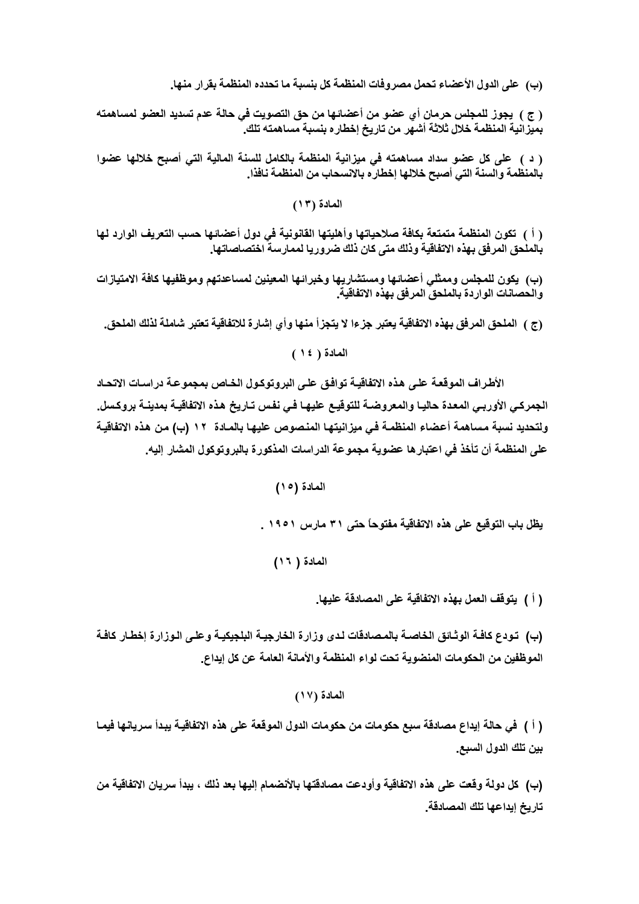(ب) على الدول الأعضاء تحمل مصروفات المنظمة كل بنسبة ما تحدده المنظمة بقرار منها.

( ج ) يجوز للمجلس حرمان أي عضو من أعضائها من حق التصويت في حالة عدم تسديد العضو لمساهمته بميزانية المنظمة خلال ثلاثة أشهر من تاريخ إخطاره بنسبة مساهمته تلك.

( د ) على كل عضو سداد مساهمته في ميزانية المنظمة بالكامل للسنة المالية التي أصبح خلالها عضوا بالمنظمة والسنة التي أصبح خلالها إخطاره بالانسحاب من المنظمة نافذا.

### المادة (١٣)

( أ ) تكون المنظمة متمتعة بكافة صلاحياتها وأهليتها القانونية في دول أعضائها حسب التعريف الوارد لها بالملحق المرفق بهذه الاتفاقية وذلك متى كان ذلك ضروريا لممارسة اختصاصاتها.

(ب) يكون للمجلس وممثلي أعضائها ومستشاريها وخبرائها المعينين لمساعدتهم وموظفيها كافة الامتيازات والحصانات الواردة بالملحق المرفق بهذه الاتفاقية.

(ج ) الملحق المرفق بهذه الاتفاقية يعتبر جزءا لا يتجزأ منها وأي إشارة للاتفاقية تعتبر شاملة لذلك الملحق.

### المادة ( ١٤ )

الأطراف الموقعة على هذه الاتفاقية توافق على البروتوكول الخاص بمجموعة دراسات الاتحاد الجمركي الأوربي المعدة حاليا والمعروضة للتوقيع عليها في نفس تاريخ هذه الاتفاقية بمدينة بروكسل. ولتحديد نسبة مساهمة أعضاء المنظمة في ميزانيتها المنصوص عليها بالمادة ١٢ (ب) من هذه الاتفاقية على المنظمة أن تأخذ في اعتبارها عضوية مجموعة الدراسات المذكورة بالبروتوكول المشار إليه.

### المادة (١٥)

يظل باب التوقيع على هذه الاتفاقية مفتوحاً حتى ٣١ مارس ١٩٥١ .

### المادة ( ١٦ )

( أ ) يتوقف العمل بهذه الاتفاقية على المصادقة عليها.

(ب) تودع كافة الوثائق الخاصة بالمصادقات لدى وزارة الخارجية البلجيكية وعلى الوزارة إخطار كافة الموظفين من الحكومات المنضوية تحت لواء المنظمة والأمانة العامة عن كل إيداع.

### المادة (١٧)

( أ ) في حالة إيداع مصادقة سبع حكومات من حكومات الدول الموقعة على هذه الاتفاقية يبدأ سريانها فيما بين تلك الدول السبع.

(ب) كل دولة وقعت على هذه الاتفاقية وأودعت مصادقتها بالأنضمام إليها بعد ذلك ، يبدأ سريان الاتفاقية من تاريخ إيداعها تلك المصادقة.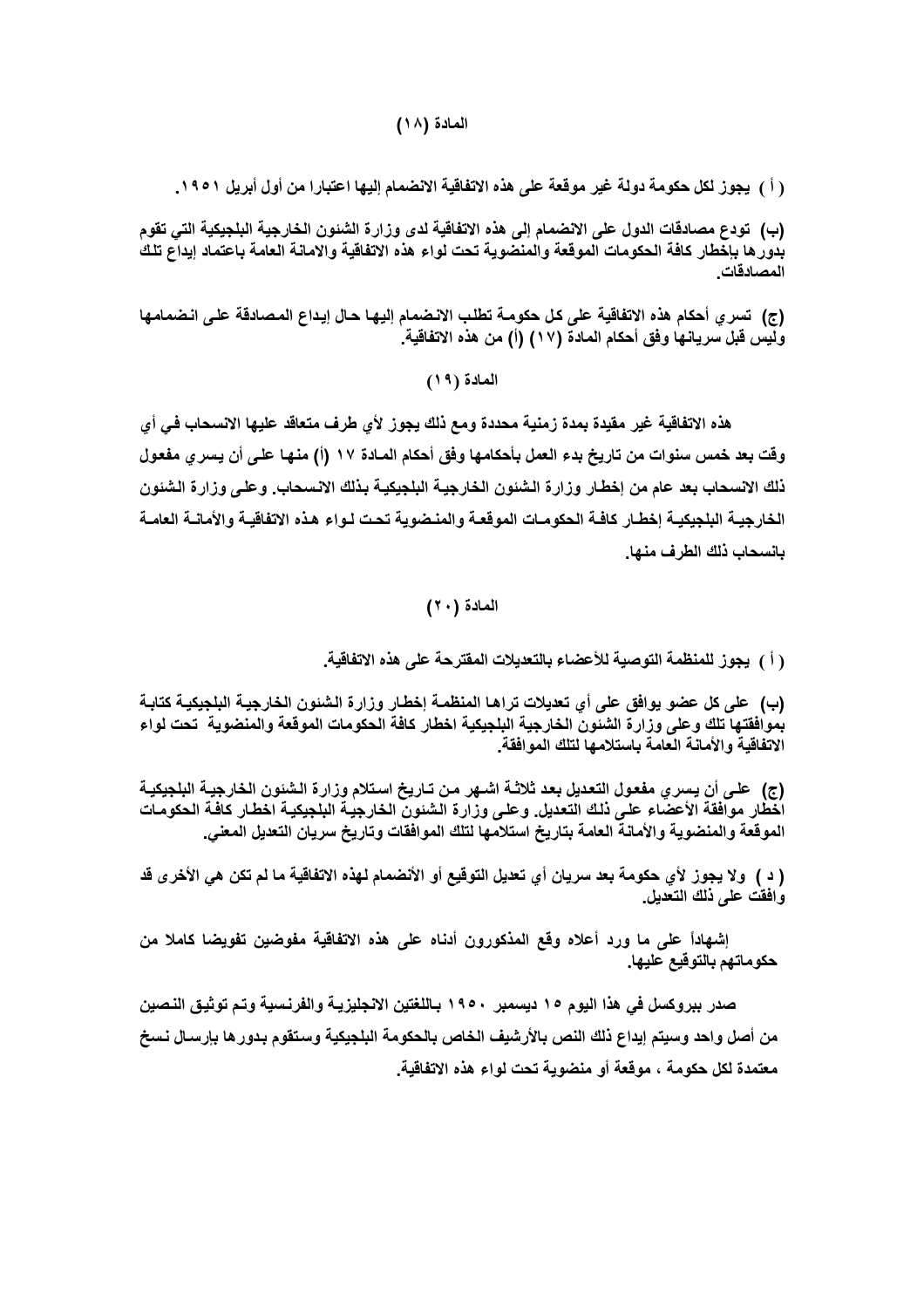## المادة (١٨)

**( أ ) يجوز لكل حكومة دولة غير موقعة على هذه الاتفاقية الانضمام إليها اعتبارا من أول أبريل ١٩٥١.**

**(ب) تودع مصادقات الدول على الانضمام إلى هذه الاتفاقية لدى وزارة الشئون الخارجية البلجيكية التي تقوم بدورها بإخطار كافة الحكومات الموقعة والمنضوية تحت لواء هذه الاتفاقية والامانة العامة باعتماد إيداع تلك المصادقات.**

**(ج) تسري أحكام هذه الاتفاقية على كل حكومة تطلب الانضمام إليها حال إيداع المصادقة على انضمامها وليس قبل سريانها وفق أحكام المادة (١٧) (أ) من هذه الاتفاقية.**

## المادة (١٩)

**هذه الاتفاقية غير مقيدة بمدة زمنية محددة ومع ذلك يجوز لأي طرف متعاقد عليها الانسحاب في أي وقت بعد خمس سنوات من تاريخ بدء العمل بأحكامها وفق أحكام المادة ١٧ (أ) منها على أن يسري مفعول ذلك الانسحاب بعد عام من إخطار وزارة الشئون الخارجية البلجيكية بذلك الانسحاب. وعلى وزارة الشئون الخارجية البلجيكية إخطار كافة الحكومات الموقعة والمنضوية تحت لواء هذه الاتفاقية والأمانة العامة بانسحاب ذلك الطرف منها.**

## المادة (٢٠)

**( أ ) يجوز للمنظمة التوصية للأعضاء بالتعديلات المقترحة على هذه الاتفاقية.**

**(ب) على كل عضو يوافق على أي تعديلات تراها المنظمة إخطار وزارة الشئون الخارجية البلجيكية كتابة بموافقتها تلك وعلى وزارة الشئون الخارجية البلجيكية اخطار كافة الحكومات الموقعة والمنضوية تحت لواء الاتفاقية والأمانة العامة باستلامها لتلك الموافقة.**

**(ج) على أن يسري مفعول التعديل بعد ثلاثة اشهر من تاريخ استلام وزارة الشئون الخارجية البلجيكية اخطار موافقة الأعضاء على ذلك التعديل. وعلى وزارة الشئون الخارجية البلجيكية اخطار كافة الحكومات الموقعة والمنضوية والأمانة العامة بتاريخ استلامها لتلك الموافقات وتاريخ سريان التعديل المعني.**

**( د ) ولا يجوز لأي حكومة بعد سريان أي تعديل التوقيع أو الأنضمام لهذه الاتفاقية ما لم تكن هي الأخرى قد وافقت على ذلك التعديل.**

**إشهاداً على ما ورد أعلاه وقع المذكورون أدناه على هذه الاتفاقية مفوضين تفويضا كاملا من حكوماتهم بالتوقيع عليها.**

**صدر ببروكسل في هذا اليوم ١٥ ديسمبر ١٩٥٠ باللغتين الانجليزية والفرنسية وتم توثيق النصين من أصل واحد وسيتم إيداع ذلك النص بالأرشيف الخاص بالحكومة البلجيكية وستقوم بدورها بارسال نسخ معتمدة لكل حكومة ، موقعة أو منضوية تحت لواء هذه الاتفاقية.**